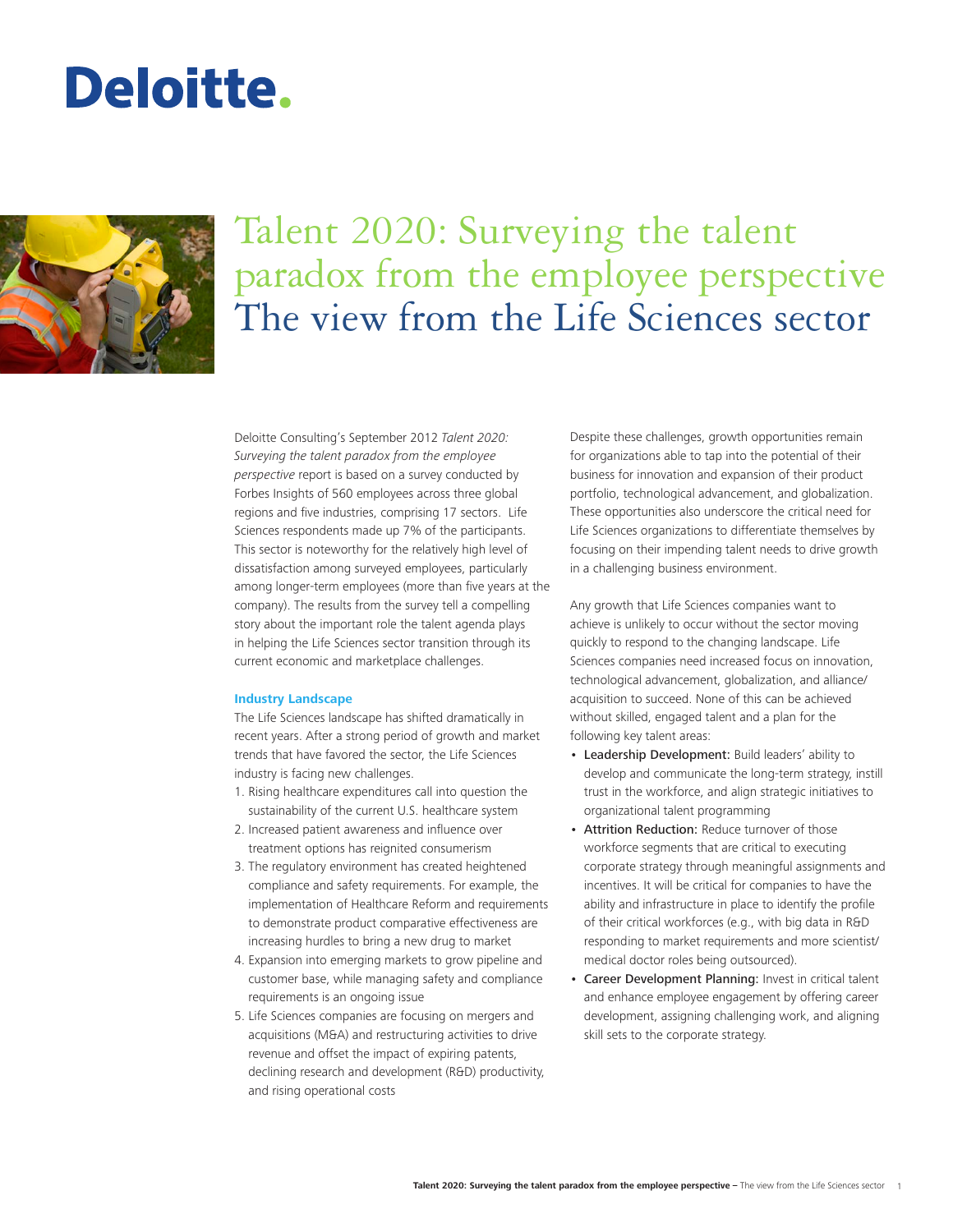Deloitte.

# Talent 2020: Surveying the talent paradox from the employee perspective
# The view from the Life Sciences sector

Deloitte Consulting's September 2012 *Talent 2020: Surveying the talent paradox from the employee perspective* report is based on a survey conducted by Forbes Insights of 560 employees across three global regions and five industries, comprising 17 sectors. Life Sciences respondents made up 7% of the participants. This sector is noteworthy for the relatively high level of dissatisfaction among surveyed employees, particularly among longer-term employees (more than five years at the company). The results from the survey tell a compelling story about the important role the talent agenda plays in helping the Life Sciences sector transition through its current economic and marketplace challenges.

### Industry Landscape

The Life Sciences landscape has shifted dramatically in recent years. After a strong period of growth and market trends that have favored the sector, the Life Sciences industry is facing new challenges.

1. Rising healthcare expenditures call into question the sustainability of the current U.S. healthcare system
2. Increased patient awareness and influence over treatment options has reignited consumerism
3. The regulatory environment has created heightened compliance and safety requirements. For example, the implementation of Healthcare Reform and requirements to demonstrate product comparative effectiveness are increasing hurdles to bring a new drug to market
4. Expansion into emerging markets to grow pipeline and customer base, while managing safety and compliance requirements is an ongoing issue
5. Life Sciences companies are focusing on mergers and acquisitions (M&A) and restructuring activities to drive revenue and offset the impact of expiring patents, declining research and development (R&D) productivity, and rising operational costs

Despite these challenges, growth opportunities remain for organizations able to tap into the potential of their business for innovation and expansion of their product portfolio, technological advancement, and globalization. These opportunities also underscore the critical need for Life Sciences organizations to differentiate themselves by focusing on their impending talent needs to drive growth in a challenging business environment.

Any growth that Life Sciences companies want to achieve is unlikely to occur without the sector moving quickly to respond to the changing landscape. Life Sciences companies need increased focus on innovation, technological advancement, globalization, and alliance/acquisition to succeed. None of this can be achieved without skilled, engaged talent and a plan for the following key talent areas:

- Leadership Development: Build leaders' ability to develop and communicate the long-term strategy, instill trust in the workforce, and align strategic initiatives to organizational talent programming
- Attrition Reduction: Reduce turnover of those workforce segments that are critical to executing corporate strategy through meaningful assignments and incentives. It will be critical for companies to have the ability and infrastructure in place to identify the profile of their critical workforces (e.g., with big data in R&D responding to market requirements and more scientist/medical doctor roles being outsourced).
- Career Development Planning: Invest in critical talent and enhance employee engagement by offering career development, assigning challenging work, and aligning skill sets to the corporate strategy.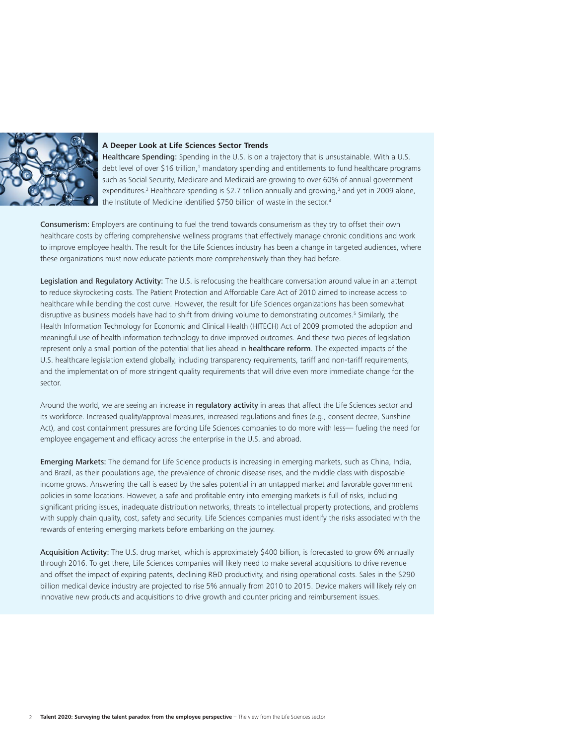### A Deeper Look at Life Sciences Sector Trends

**Healthcare Spending:** Spending in the U.S. is on a trajectory that is unsustainable. With a U.S. debt level of over $16 trillion,[1] mandatory spending and entitlements to fund healthcare programs such as Social Security, Medicare and Medicaid are growing to over 60% of annual government expenditures.[2] Healthcare spending is $2.7 trillion annually and growing,[3] and yet in 2009 alone, the Institute of Medicine identified $750 billion of waste in the sector.[4]

**Consumerism:** Employers are continuing to fuel the trend towards consumerism as they try to offset their own healthcare costs by offering comprehensive wellness programs that effectively manage chronic conditions and work to improve employee health. The result for the Life Sciences industry has been a change in targeted audiences, where these organizations must now educate patients more comprehensively than they had before.

**Legislation and Regulatory Activity:** The U.S. is refocusing the healthcare conversation around value in an attempt to reduce skyrocketing costs. The Patient Protection and Affordable Care Act of 2010 aimed to increase access to healthcare while bending the cost curve. However, the result for Life Sciences organizations has been somewhat disruptive as business models have had to shift from driving volume to demonstrating outcomes.[5] Similarly, the Health Information Technology for Economic and Clinical Health (HITECH) Act of 2009 promoted the adoption and meaningful use of health information technology to drive improved outcomes. And these two pieces of legislation represent only a small portion of the potential that lies ahead in **healthcare reform**. The expected impacts of the U.S. healthcare legislation extend globally, including transparency requirements, tariff and non-tariff requirements, and the implementation of more stringent quality requirements that will drive even more immediate change for the sector.

Around the world, we are seeing an increase in **regulatory activity** in areas that affect the Life Sciences sector and its workforce. Increased quality/approval measures, increased regulations and fines (e.g., consent decree, Sunshine Act), and cost containment pressures are forcing Life Sciences companies to do more with less— fueling the need for employee engagement and efficacy across the enterprise in the U.S. and abroad.

**Emerging Markets:** The demand for Life Science products is increasing in emerging markets, such as China, India, and Brazil, as their populations age, the prevalence of chronic disease rises, and the middle class with disposable income grows. Answering the call is eased by the sales potential in an untapped market and favorable government policies in some locations. However, a safe and profitable entry into emerging markets is full of risks, including significant pricing issues, inadequate distribution networks, threats to intellectual property protections, and problems with supply chain quality, cost, safety and security. Life Sciences companies must identify the risks associated with the rewards of entering emerging markets before embarking on the journey.

**Acquisition Activity:** The U.S. drug market, which is approximately $400 billion, is forecasted to grow 6% annually through 2016. To get there, Life Sciences companies will likely need to make several acquisitions to drive revenue and offset the impact of expiring patents, declining R&D productivity, and rising operational costs. Sales in the $290 billion medical device industry are projected to rise 5% annually from 2010 to 2015. Device makers will likely rely on innovative new products and acquisitions to drive growth and counter pricing and reimbursement issues.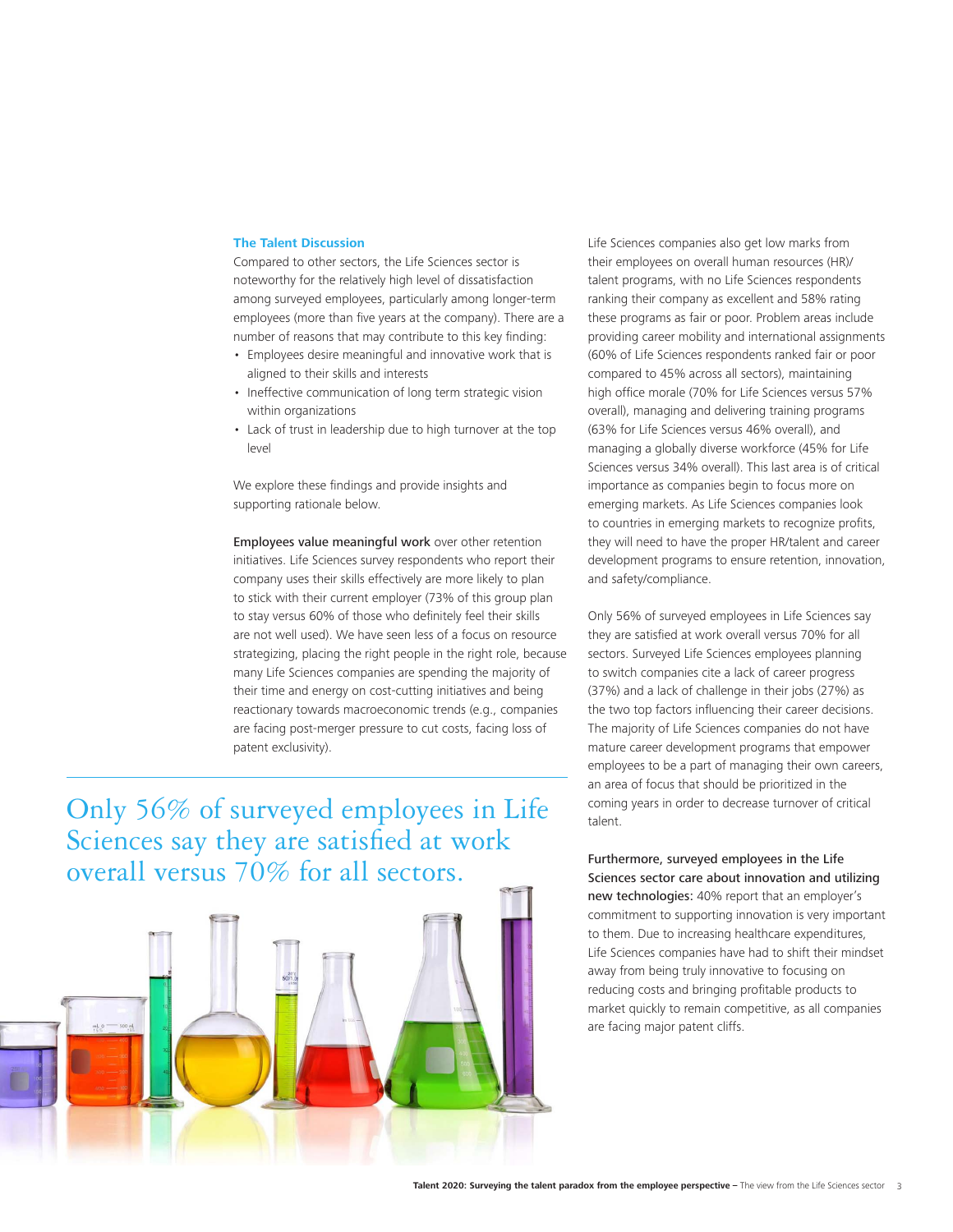## The Talent Discussion

Compared to other sectors, the Life Sciences sector is noteworthy for the relatively high level of dissatisfaction among surveyed employees, particularly among longer-term employees (more than five years at the company). There are a number of reasons that may contribute to this key finding:

- Employees desire meaningful and innovative work that is aligned to their skills and interests
- Ineffective communication of long term strategic vision within organizations
- Lack of trust in leadership due to high turnover at the top level

We explore these findings and provide insights and supporting rationale below.

**Employees value meaningful work** over other retention initiatives. Life Sciences survey respondents who report their company uses their skills effectively are more likely to plan to stick with their current employer (73% of this group plan to stay versus 60% of those who definitely feel their skills are not well used). We have seen less of a focus on resource strategizing, placing the right people in the right role, because many Life Sciences companies are spending the majority of their time and energy on cost-cutting initiatives and being reactionary towards macroeconomic trends (e.g., companies are facing post-merger pressure to cut costs, facing loss of patent exclusivity).

> Only 56% of surveyed employees in Life Sciences say they are satisfied at work overall versus 70% for all sectors.

Life Sciences companies also get low marks from their employees on overall human resources (HR)/talent programs, with no Life Sciences respondents ranking their company as excellent and 58% rating these programs as fair or poor. Problem areas include providing career mobility and international assignments (60% of Life Sciences respondents ranked fair or poor compared to 45% across all sectors), maintaining high office morale (70% for Life Sciences versus 57% overall), managing and delivering training programs (63% for Life Sciences versus 46% overall), and managing a globally diverse workforce (45% for Life Sciences versus 34% overall). This last area is of critical importance as companies begin to focus more on emerging markets. As Life Sciences companies look to countries in emerging markets to recognize profits, they will need to have the proper HR/talent and career development programs to ensure retention, innovation, and safety/compliance.

Only 56% of surveyed employees in Life Sciences say they are satisfied at work overall versus 70% for all sectors. Surveyed Life Sciences employees planning to switch companies cite a lack of career progress (37%) and a lack of challenge in their jobs (27%) as the two top factors influencing their career decisions. The majority of Life Sciences companies do not have mature career development programs that empower employees to be a part of managing their own careers, an area of focus that should be prioritized in the coming years in order to decrease turnover of critical talent.

**Furthermore, surveyed employees in the Life Sciences sector care about innovation and utilizing new technologies:** 40% report that an employer's commitment to supporting innovation is very important to them. Due to increasing healthcare expenditures, Life Sciences companies have had to shift their mindset away from being truly innovative to focusing on reducing costs and bringing profitable products to market quickly to remain competitive, as all companies are facing major patent cliffs.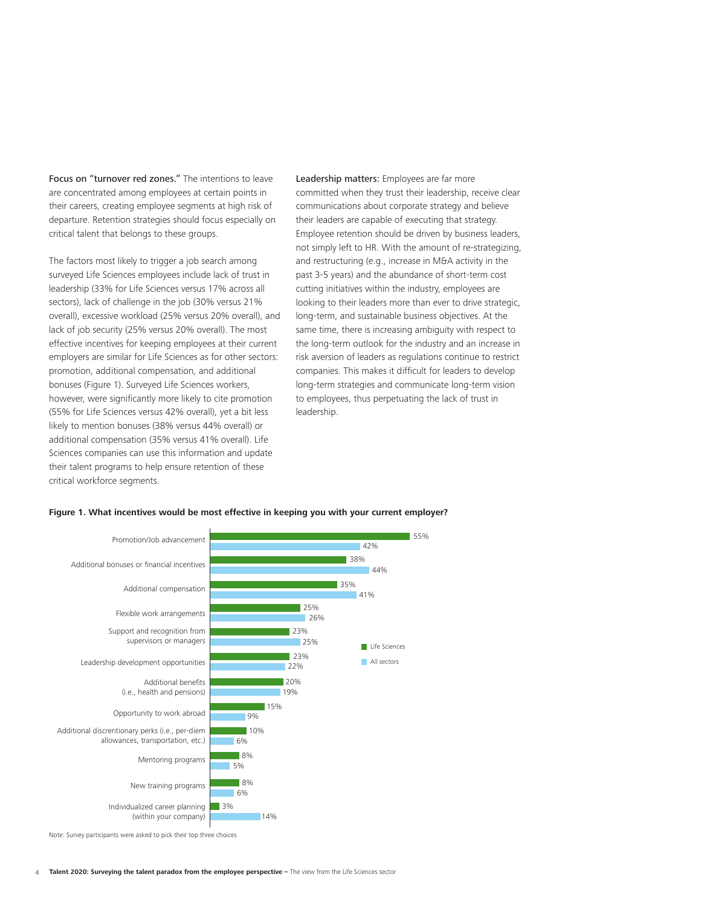**Focus on "turnover red zones."** The intentions to leave are concentrated among employees at certain points in their careers, creating employee segments at high risk of departure. Retention strategies should focus especially on critical talent that belongs to these groups.

The factors most likely to trigger a job search among surveyed Life Sciences employees include lack of trust in leadership (33% for Life Sciences versus 17% across all sectors), lack of challenge in the job (30% versus 21% overall), excessive workload (25% versus 20% overall), and lack of job security (25% versus 20% overall). The most effective incentives for keeping employees at their current employers are similar for Life Sciences as for other sectors: promotion, additional compensation, and additional bonuses (Figure 1). Surveyed Life Sciences workers, however, were significantly more likely to cite promotion (55% for Life Sciences versus 42% overall), yet a bit less likely to mention bonuses (38% versus 44% overall) or additional compensation (35% versus 41% overall). Life Sciences companies can use this information and update their talent programs to help ensure retention of these critical workforce segments.

**Leadership matters:** Employees are far more committed when they trust their leadership, receive clear communications about corporate strategy and believe their leaders are capable of executing that strategy. Employee retention should be driven by business leaders, not simply left to HR. With the amount of re-strategizing, and restructuring (e.g., increase in M&A activity in the past 3-5 years) and the abundance of short-term cost cutting initiatives within the industry, employees are looking to their leaders more than ever to drive strategic, long-term, and sustainable business objectives. At the same time, there is increasing ambiguity with respect to the long-term outlook for the industry and an increase in risk aversion of leaders as regulations continue to restrict companies. This makes it difficult for leaders to develop long-term strategies and communicate long-term vision to employees, thus perpetuating the lack of trust in leadership.

**Figure 1. What incentives would be most effective in keeping you with your current employer?**

| Incentive | Life Sciences | All sectors |
|---|---|---|
| Promotion/Job advancement | 55% | 42% |
| Additional bonuses or financial incentives | 38% | 44% |
| Additional compensation | 35% | 41% |
| Flexible work arrangements | 25% | 26% |
| Support and recognition from supervisors or managers | 23% | 25% |
| Leadership development opportunities | 23% | 22% |
| Additional benefits (i.e., health and pensions) | 20% | 19% |
| Opportunity to work abroad | 15% | 9% |
| Additional discretionary perks (i.e., per-diem allowances, transportation, etc.) | 10% | 6% |
| Mentoring programs | 8% | 5% |
| New training programs | 8% | 6% |
| Individualized career planning (within your company) | 3% | 14% |

Note: Survey participants were asked to pick their top three choices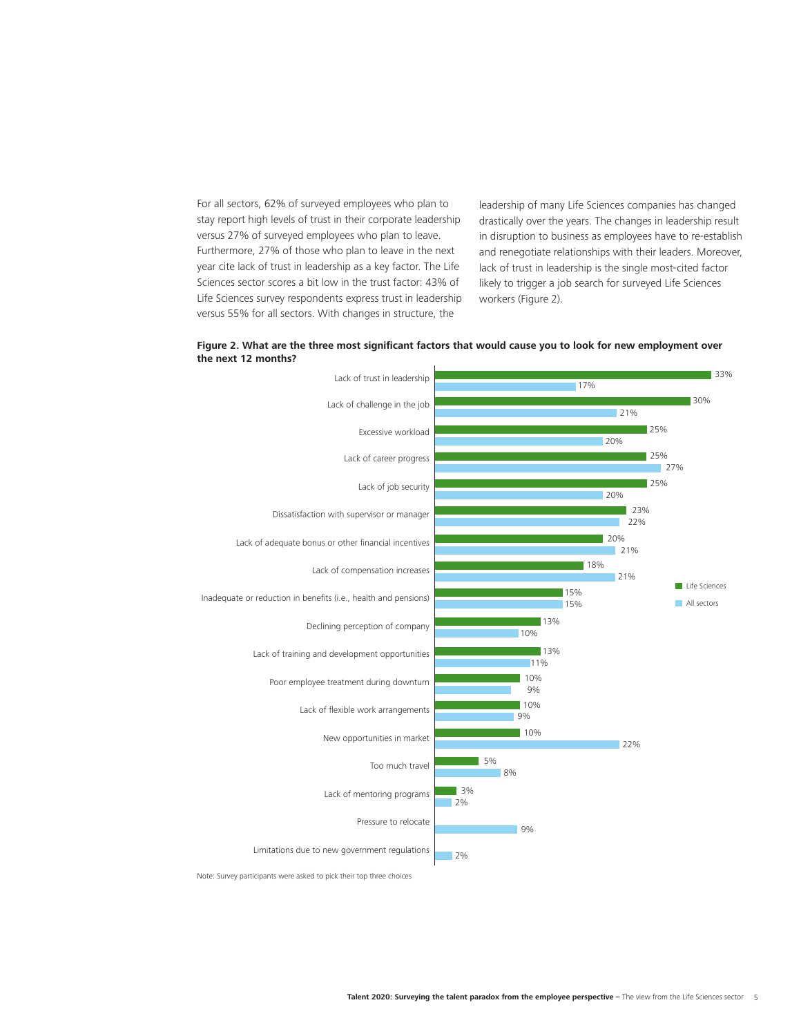For all sectors, 62% of surveyed employees who plan to stay report high levels of trust in their corporate leadership versus 27% of surveyed employees who plan to leave. Furthermore, 27% of those who plan to leave in the next year cite lack of trust in leadership as a key factor. The Life Sciences sector scores a bit low in the trust factor: 43% of Life Sciences survey respondents express trust in leadership versus 55% for all sectors. With changes in structure, the leadership of many Life Sciences companies has changed drastically over the years. The changes in leadership result in disruption to business as employees have to re-establish and renegotiate relationships with their leaders. Moreover, lack of trust in leadership is the single most-cited factor likely to trigger a job search for surveyed Life Sciences workers (Figure 2).

**Figure 2. What are the three most significant factors that would cause you to look for new employment over the next 12 months?**

| Factor | Life Sciences | All sectors |
| --- | --- | --- |
| Lack of trust in leadership | 33% | 17% |
| Lack of challenge in the job | 30% | 21% |
| Excessive workload | 25% | 20% |
| Lack of career progress | 25% | 27% |
| Lack of job security | 25% | 20% |
| Dissatisfaction with supervisor or manager | 23% | 22% |
| Lack of adequate bonus or other financial incentives | 20% | 21% |
| Lack of compensation increases | 18% | 21% |
| Inadequate or reduction in benefits (i.e., health and pensions) | 15% | 15% |
| Declining perception of company | 13% | 10% |
| Lack of training and development opportunities | 13% | 11% |
| Poor employee treatment during downturn | 10% | 9% |
| Lack of flexible work arrangements | 10% | 9% |
| New opportunities in market | 10% | 22% |
| Too much travel | 5% | 8% |
| Lack of mentoring programs | 3% | 2% |
| Pressure to relocate | | 9% |
| Limitations due to new government regulations | | 2% |

Note: Survey participants were asked to pick their top three choices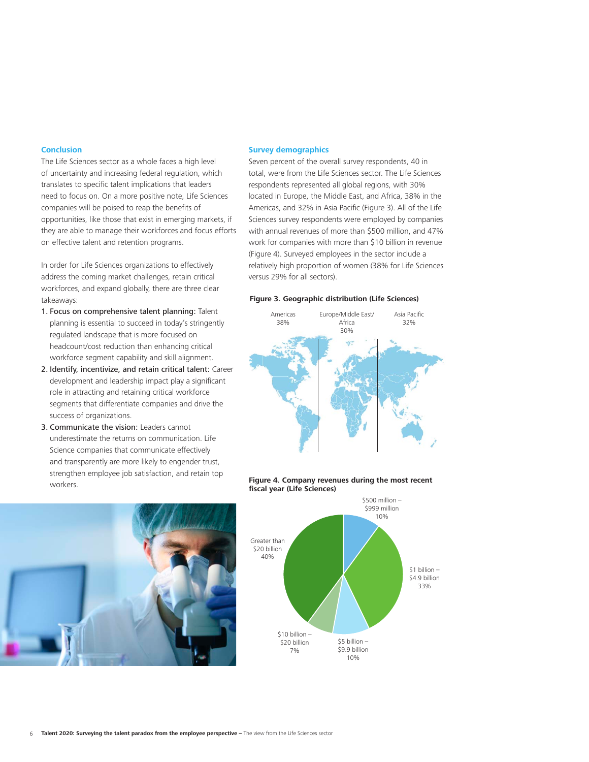## Conclusion

The Life Sciences sector as a whole faces a high level of uncertainty and increasing federal regulation, which translates to specific talent implications that leaders need to focus on. On a more positive note, Life Sciences companies will be poised to reap the benefits of opportunities, like those that exist in emerging markets, if they are able to manage their workforces and focus efforts on effective talent and retention programs.

In order for Life Sciences organizations to effectively address the coming market challenges, retain critical workforces, and expand globally, there are three clear takeaways:

1. Focus on comprehensive talent planning: Talent planning is essential to succeed in today's stringently regulated landscape that is more focused on headcount/cost reduction than enhancing critical workforce segment capability and skill alignment.
2. Identify, incentivize, and retain critical talent: Career development and leadership impact play a significant role in attracting and retaining critical workforce segments that differentiate companies and drive the success of organizations.
3. Communicate the vision: Leaders cannot underestimate the returns on communication. Life Science companies that communicate effectively and transparently are more likely to engender trust, strengthen employee job satisfaction, and retain top workers.

## Survey demographics

Seven percent of the overall survey respondents, 40 in total, were from the Life Sciences sector. The Life Sciences respondents represented all global regions, with 30% located in Europe, the Middle East, and Africa, 38% in the Americas, and 32% in Asia Pacific (Figure 3). All of the Life Sciences survey respondents were employed by companies with annual revenues of more than $500 million, and 47% work for companies with more than $10 billion in revenue (Figure 4). Surveyed employees in the sector include a relatively high proportion of women (38% for Life Sciences versus 29% for all sectors).

**Figure 3. Geographic distribution (Life Sciences)**

Americas 38% | Europe/Middle East/Africa 30% | Asia Pacific 32%

**Figure 4. Company revenues during the most recent fiscal year (Life Sciences)**

- $500 million – $999 million: 10%
- $1 billion – $4.9 billion: 33%
- $5 billion – $9.9 billion: 10%
- $10 billion – $20 billion: 7%
- Greater than $20 billion: 40%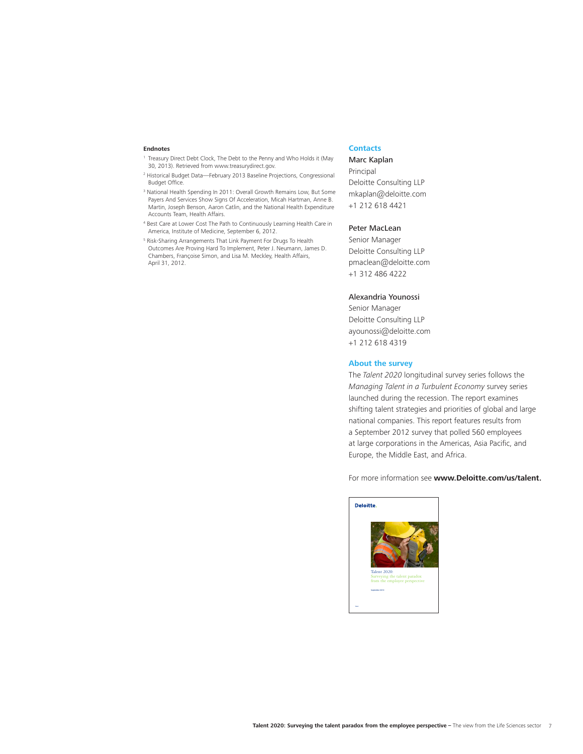### Endnotes

1. Treasury Direct Debt Clock, The Debt to the Penny and Who Holds it (May 30, 2013). Retrieved from www.treasurydirect.gov.
2. Historical Budget Data—February 2013 Baseline Projections, Congressional Budget Office.
3. National Health Spending In 2011: Overall Growth Remains Low, But Some Payers And Services Show Signs Of Acceleration, Micah Hartman, Anne B. Martin, Joseph Benson, Aaron Catlin, and the National Health Expenditure Accounts Team, Health Affairs.
4. Best Care at Lower Cost The Path to Continuously Learning Health Care in America, Institute of Medicine, September 6, 2012.
5. Risk-Sharing Arrangements That Link Payment For Drugs To Health Outcomes Are Proving Hard To Implement, Peter J. Neumann, James D. Chambers, Françoise Simon, and Lisa M. Meckley, Health Affairs, April 31, 2012.

## Contacts

Marc Kaplan
Principal
Deloitte Consulting LLP
mkaplan@deloitte.com
+1 212 618 4421

Peter MacLean
Senior Manager
Deloitte Consulting LLP
pmaclean@deloitte.com
+1 312 486 4222

Alexandria Younossi
Senior Manager
Deloitte Consulting LLP
ayounossi@deloitte.com
+1 212 618 4319

## About the survey

The *Talent 2020* longitudinal survey series follows the *Managing Talent in a Turbulent Economy* survey series launched during the recession. The report examines shifting talent strategies and priorities of global and large national companies. This report features results from a September 2012 survey that polled 560 employees at large corporations in the Americas, Asia Pacific, and Europe, the Middle East, and Africa.

For more information see **www.Deloitte.com/us/talent.**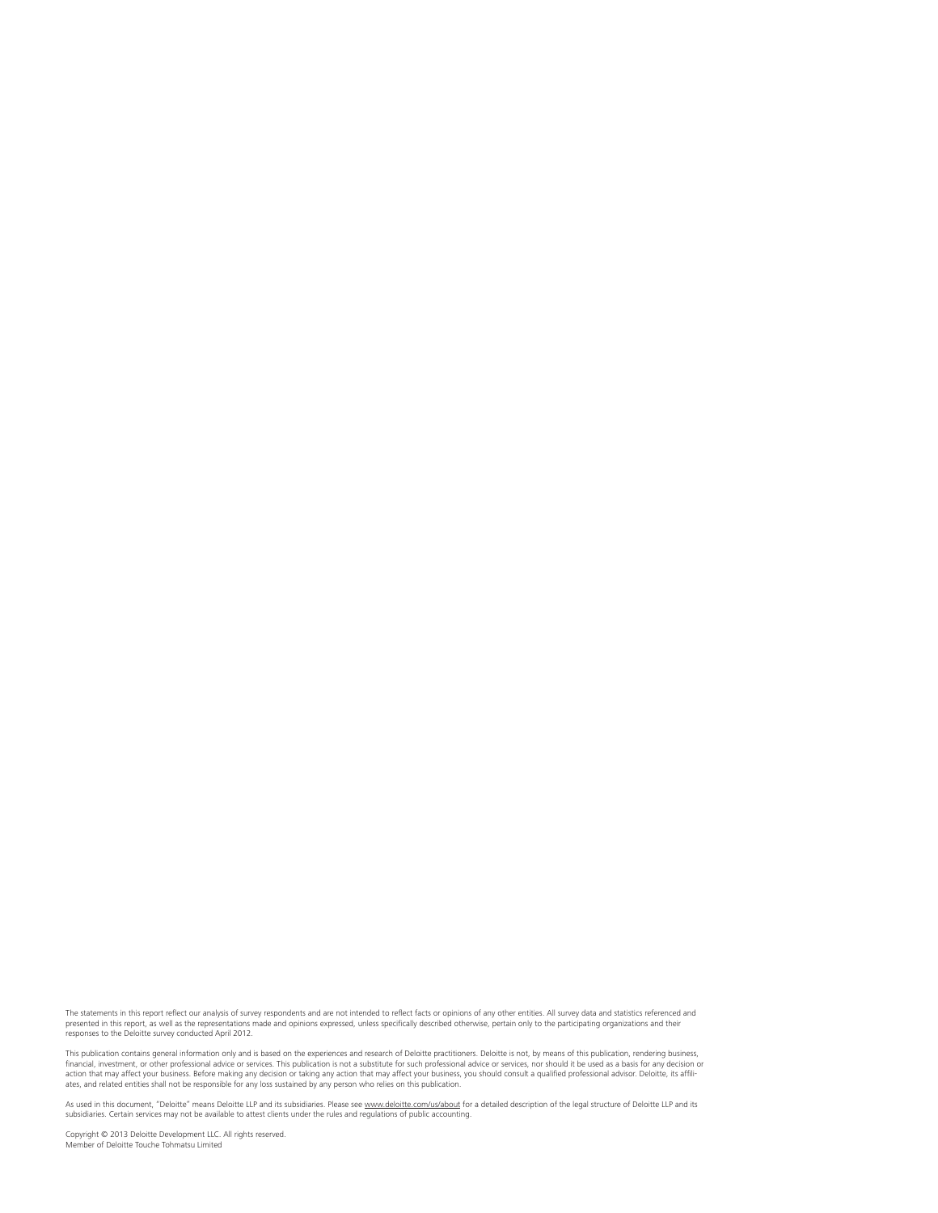The statements in this report reflect our analysis of survey respondents and are not intended to reflect facts or opinions of any other entities. All survey data and statistics referenced and presented in this report, as well as the representations made and opinions expressed, unless specifically described otherwise, pertain only to the participating organizations and their responses to the Deloitte survey conducted April 2012.

This publication contains general information only and is based on the experiences and research of Deloitte practitioners. Deloitte is not, by means of this publication, rendering business, financial, investment, or other professional advice or services. This publication is not a substitute for such professional advice or services, nor should it be used as a basis for any decision or action that may affect your business. Before making any decision or taking any action that may affect your business, you should consult a qualified professional advisor. Deloitte, its affiliates, and related entities shall not be responsible for any loss sustained by any person who relies on this publication.

As used in this document, "Deloitte" means Deloitte LLP and its subsidiaries. Please see www.deloitte.com/us/about for a detailed description of the legal structure of Deloitte LLP and its subsidiaries. Certain services may not be available to attest clients under the rules and regulations of public accounting.

Copyright © 2013 Deloitte Development LLC. All rights reserved.
Member of Deloitte Touche Tohmatsu Limited